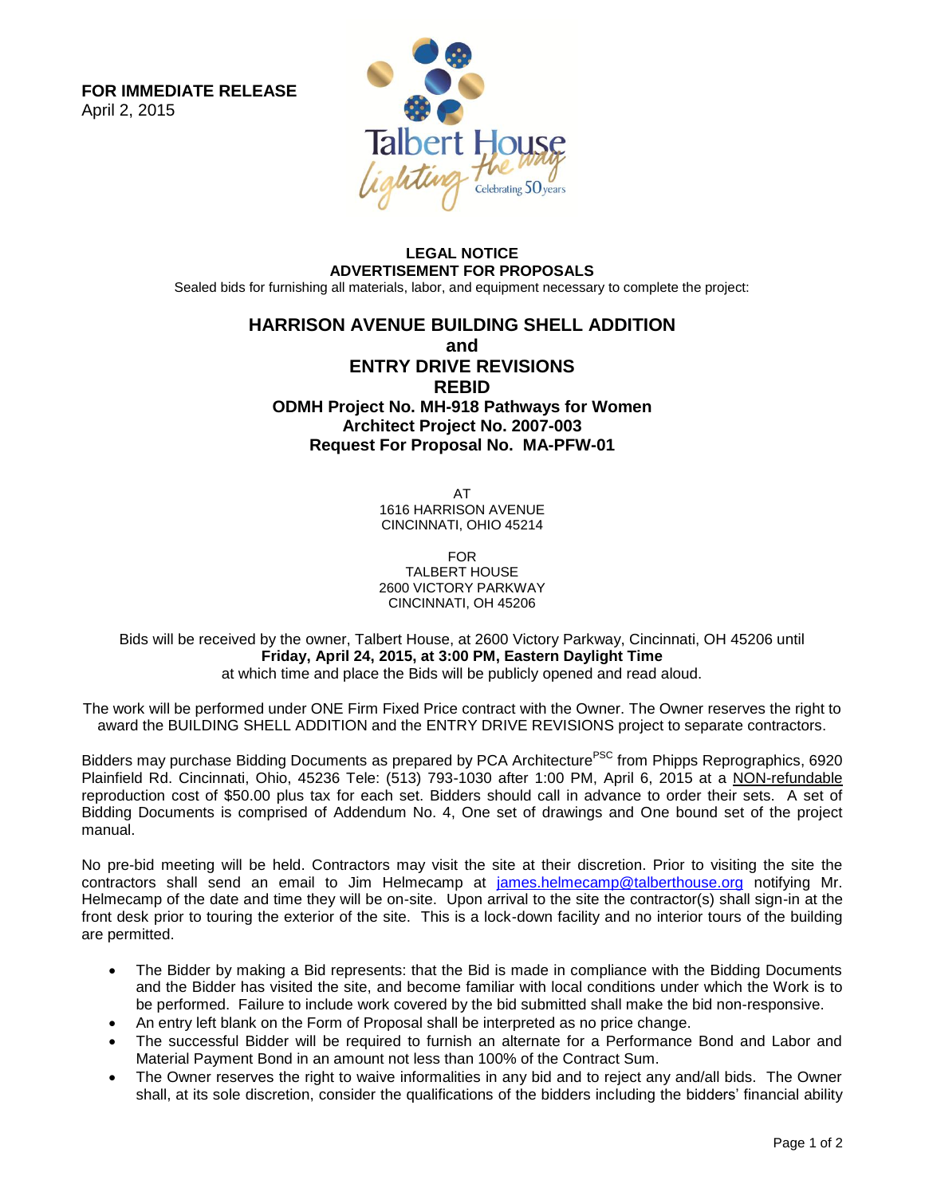**FOR IMMEDIATE RELEASE**
April 2, 2015

Talbert House lighting the way Celebrating 50 years

**LEGAL NOTICE**
**ADVERTISEMENT FOR PROPOSALS**

Sealed bids for furnishing all materials, labor, and equipment necessary to complete the project:

## HARRISON AVENUE BUILDING SHELL ADDITION and ENTRY DRIVE REVISIONS REBID

**ODMH Project No. MH-918 Pathways for Women**
**Architect Project No. 2007-003**
**Request For Proposal No. MA-PFW-01**

AT
1616 HARRISON AVENUE
CINCINNATI, OHIO 45214

FOR
TALBERT HOUSE
2600 VICTORY PARKWAY
CINCINNATI, OH 45206

Bids will be received by the owner, Talbert House, at 2600 Victory Parkway, Cincinnati, OH 45206 until **Friday, April 24, 2015, at 3:00 PM, Eastern Daylight Time** at which time and place the Bids will be publicly opened and read aloud.

The work will be performed under ONE Firm Fixed Price contract with the Owner. The Owner reserves the right to award the BUILDING SHELL ADDITION and the ENTRY DRIVE REVISIONS project to separate contractors.

Bidders may purchase Bidding Documents as prepared by PCA Architecture[PSC] from Phipps Reprographics, 6920 Plainfield Rd. Cincinnati, Ohio, 45236 Tele: (513) 793-1030 after 1:00 PM, April 6, 2015 at a NON-refundable reproduction cost of $50.00 plus tax for each set. Bidders should call in advance to order their sets. A set of Bidding Documents is comprised of Addendum No. 4, One set of drawings and One bound set of the project manual.

No pre-bid meeting will be held. Contractors may visit the site at their discretion. Prior to visiting the site the contractors shall send an email to Jim Helmecamp at james.helmecamp@talberthouse.org notifying Mr. Helmecamp of the date and time they will be on-site. Upon arrival to the site the contractor(s) shall sign-in at the front desk prior to touring the exterior of the site. This is a lock-down facility and no interior tours of the building are permitted.

- The Bidder by making a Bid represents: that the Bid is made in compliance with the Bidding Documents and the Bidder has visited the site, and become familiar with local conditions under which the Work is to be performed. Failure to include work covered by the bid submitted shall make the bid non-responsive.
- An entry left blank on the Form of Proposal shall be interpreted as no price change.
- The successful Bidder will be required to furnish an alternate for a Performance Bond and Labor and Material Payment Bond in an amount not less than 100% of the Contract Sum.
- The Owner reserves the right to waive informalities in any bid and to reject any and/all bids. The Owner shall, at its sole discretion, consider the qualifications of the bidders including the bidders' financial ability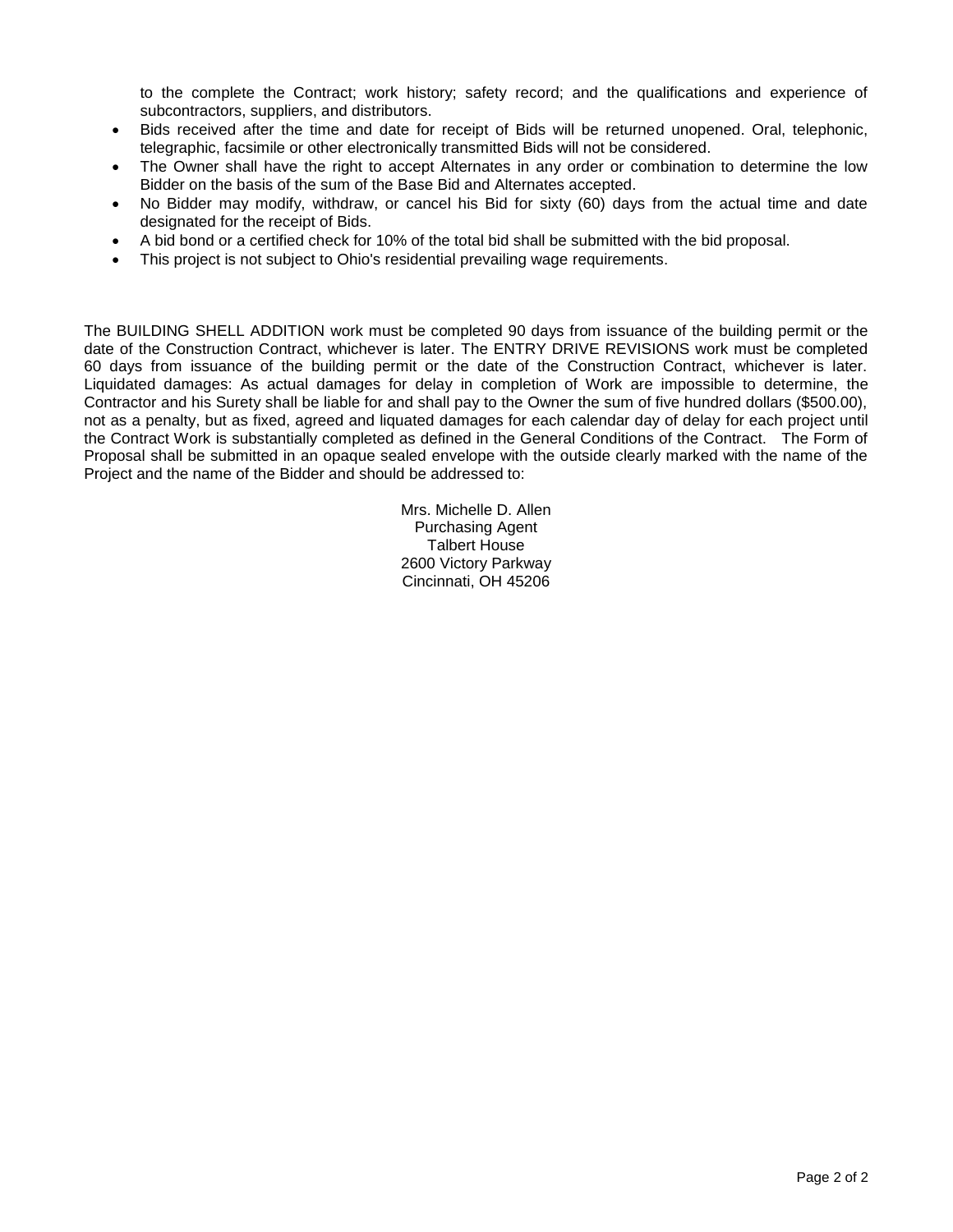to the complete the Contract; work history; safety record; and the qualifications and experience of subcontractors, suppliers, and distributors.

- Bids received after the time and date for receipt of Bids will be returned unopened. Oral, telephonic, telegraphic, facsimile or other electronically transmitted Bids will not be considered.
- The Owner shall have the right to accept Alternates in any order or combination to determine the low Bidder on the basis of the sum of the Base Bid and Alternates accepted.
- No Bidder may modify, withdraw, or cancel his Bid for sixty (60) days from the actual time and date designated for the receipt of Bids.
- A bid bond or a certified check for 10% of the total bid shall be submitted with the bid proposal.
- This project is not subject to Ohio's residential prevailing wage requirements.

The BUILDING SHELL ADDITION work must be completed 90 days from issuance of the building permit or the date of the Construction Contract, whichever is later. The ENTRY DRIVE REVISIONS work must be completed 60 days from issuance of the building permit or the date of the Construction Contract, whichever is later. Liquidated damages: As actual damages for delay in completion of Work are impossible to determine, the Contractor and his Surety shall be liable for and shall pay to the Owner the sum of five hundred dollars ($500.00), not as a penalty, but as fixed, agreed and liquated damages for each calendar day of delay for each project until the Contract Work is substantially completed as defined in the General Conditions of the Contract. The Form of Proposal shall be submitted in an opaque sealed envelope with the outside clearly marked with the name of the Project and the name of the Bidder and should be addressed to:

Mrs. Michelle D. Allen
Purchasing Agent
Talbert House
2600 Victory Parkway
Cincinnati, OH 45206